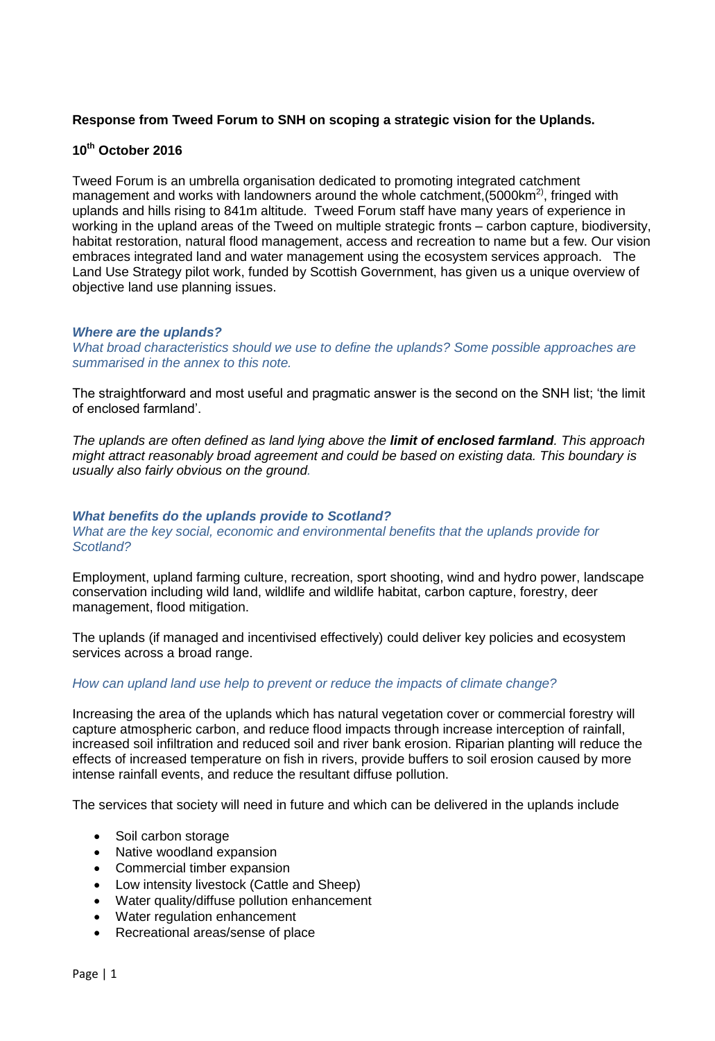**Response from Tweed Forum to SNH on scoping a strategic vision for the Uplands.**

**10th October 2016**

Tweed Forum is an umbrella organisation dedicated to promoting integrated catchment management and works with landowners around the whole catchment,(5000km$^2$), fringed with uplands and hills rising to 841m altitude. Tweed Forum staff have many years of experience in working in the upland areas of the Tweed on multiple strategic fronts – carbon capture, biodiversity, habitat restoration, natural flood management, access and recreation to name but a few. Our vision embraces integrated land and water management using the ecosystem services approach. The Land Use Strategy pilot work, funded by Scottish Government, has given us a unique overview of objective land use planning issues.

***Where are the uplands?***

*What broad characteristics should we use to define the uplands? Some possible approaches are summarised in the annex to this note.*

The straightforward and most useful and pragmatic answer is the second on the SNH list; 'the limit of enclosed farmland'.

*The uplands are often defined as land lying above the **limit of enclosed farmland**. This approach might attract reasonably broad agreement and could be based on existing data. This boundary is usually also fairly obvious on the ground.*

***What benefits do the uplands provide to Scotland?***

*What are the key social, economic and environmental benefits that the uplands provide for Scotland?*

Employment, upland farming culture, recreation, sport shooting, wind and hydro power, landscape conservation including wild land, wildlife and wildlife habitat, carbon capture, forestry, deer management, flood mitigation.

The uplands (if managed and incentivised effectively) could deliver key policies and ecosystem services across a broad range.

*How can upland land use help to prevent or reduce the impacts of climate change?*

Increasing the area of the uplands which has natural vegetation cover or commercial forestry will capture atmospheric carbon, and reduce flood impacts through increase interception of rainfall, increased soil infiltration and reduced soil and river bank erosion. Riparian planting will reduce the effects of increased temperature on fish in rivers, provide buffers to soil erosion caused by more intense rainfall events, and reduce the resultant diffuse pollution.

The services that society will need in future and which can be delivered in the uplands include

- Soil carbon storage
- Native woodland expansion
- Commercial timber expansion
- Low intensity livestock (Cattle and Sheep)
- Water quality/diffuse pollution enhancement
- Water regulation enhancement
- Recreational areas/sense of place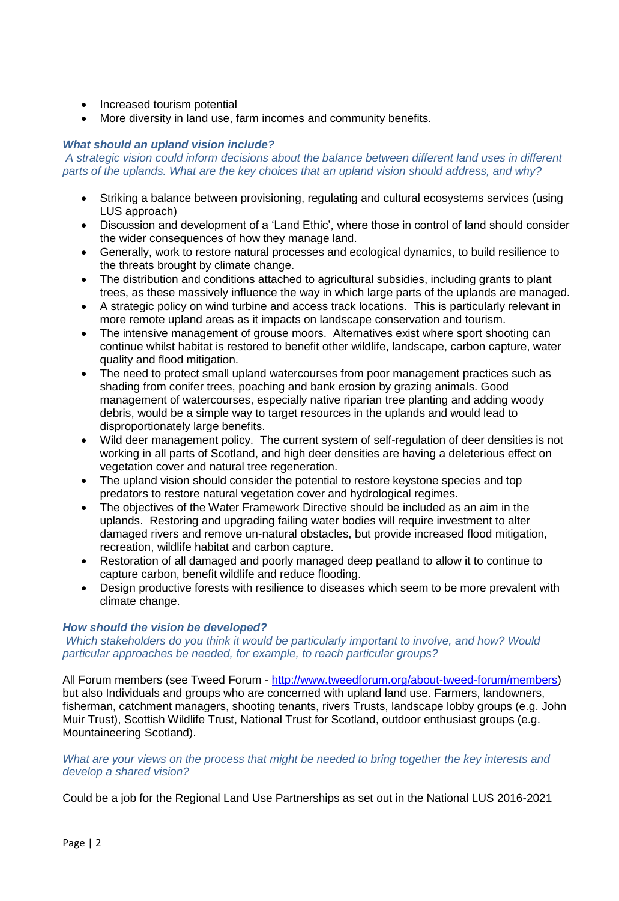- Increased tourism potential
- More diversity in land use, farm incomes and community benefits.

***What should an upland vision include?***

*A strategic vision could inform decisions about the balance between different land uses in different parts of the uplands. What are the key choices that an upland vision should address, and why?*

- Striking a balance between provisioning, regulating and cultural ecosystems services (using LUS approach)
- Discussion and development of a 'Land Ethic', where those in control of land should consider the wider consequences of how they manage land.
- Generally, work to restore natural processes and ecological dynamics, to build resilience to the threats brought by climate change.
- The distribution and conditions attached to agricultural subsidies, including grants to plant trees, as these massively influence the way in which large parts of the uplands are managed.
- A strategic policy on wind turbine and access track locations. This is particularly relevant in more remote upland areas as it impacts on landscape conservation and tourism.
- The intensive management of grouse moors. Alternatives exist where sport shooting can continue whilst habitat is restored to benefit other wildlife, landscape, carbon capture, water quality and flood mitigation.
- The need to protect small upland watercourses from poor management practices such as shading from conifer trees, poaching and bank erosion by grazing animals. Good management of watercourses, especially native riparian tree planting and adding woody debris, would be a simple way to target resources in the uplands and would lead to disproportionately large benefits.
- Wild deer management policy. The current system of self-regulation of deer densities is not working in all parts of Scotland, and high deer densities are having a deleterious effect on vegetation cover and natural tree regeneration.
- The upland vision should consider the potential to restore keystone species and top predators to restore natural vegetation cover and hydrological regimes.
- The objectives of the Water Framework Directive should be included as an aim in the uplands. Restoring and upgrading failing water bodies will require investment to alter damaged rivers and remove un-natural obstacles, but provide increased flood mitigation, recreation, wildlife habitat and carbon capture.
- Restoration of all damaged and poorly managed deep peatland to allow it to continue to capture carbon, benefit wildlife and reduce flooding.
- Design productive forests with resilience to diseases which seem to be more prevalent with climate change.

***How should the vision be developed?***

*Which stakeholders do you think it would be particularly important to involve, and how? Would particular approaches be needed, for example, to reach particular groups?*

All Forum members (see Tweed Forum - [http://www.tweedforum.org/about-tweed-forum/members](http://www.tweedforum.org/about-tweed-forum/members)) but also Individuals and groups who are concerned with upland land use. Farmers, landowners, fisherman, catchment managers, shooting tenants, rivers Trusts, landscape lobby groups (e.g. John Muir Trust), Scottish Wildlife Trust, National Trust for Scotland, outdoor enthusiast groups (e.g. Mountaineering Scotland).

*What are your views on the process that might be needed to bring together the key interests and develop a shared vision?*

Could be a job for the Regional Land Use Partnerships as set out in the National LUS 2016-2021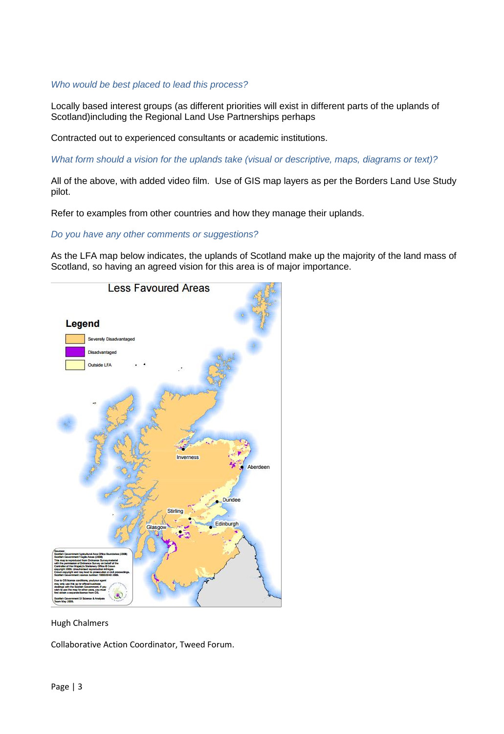*Who would be best placed to lead this process?*

Locally based interest groups (as different priorities will exist in different parts of the uplands of Scotland)including the Regional Land Use Partnerships perhaps

Contracted out to experienced consultants or academic institutions.

*What form should a vision for the uplands take (visual or descriptive, maps, diagrams or text)?*

All of the above, with added video film. Use of GIS map layers as per the Borders Land Use Study pilot.

Refer to examples from other countries and how they manage their uplands.

*Do you have any other comments or suggestions?*

As the LFA map below indicates, the uplands of Scotland make up the majority of the land mass of Scotland, so having an agreed vision for this area is of major importance.

Less Favoured Areas

Legend

Severely Disadvantaged

Disadvantaged

Outside LFA

Inverness

Aberdeen

Dundee

Stirling

Edinburgh

Glasgow

Sources:
Scottish Government Agricultural Area Office Boundaries (2008)
Scottish Government Fragile Areas (2008)
This map is reproduced from Ordnance Survey material with the permission of Ordnance Survey on behalf of the Controller of Her Majesty's Stationery Office © Crown copyright 2009. Unauthorised reproduction infringes Crown copyright and may lead to prosecution or civil proceedings. Scottish Government Licence number: 100020540 2009.

Due to OS licence conditions, you/your agent may only use this map for official business dealings with the Scottish Government. If you wish to use the map for other uses, you must first obtain a separate licence from OS.

Scottish Government GI Science & Analysis Team May 2009.

Hugh Chalmers

Collaborative Action Coordinator, Tweed Forum.